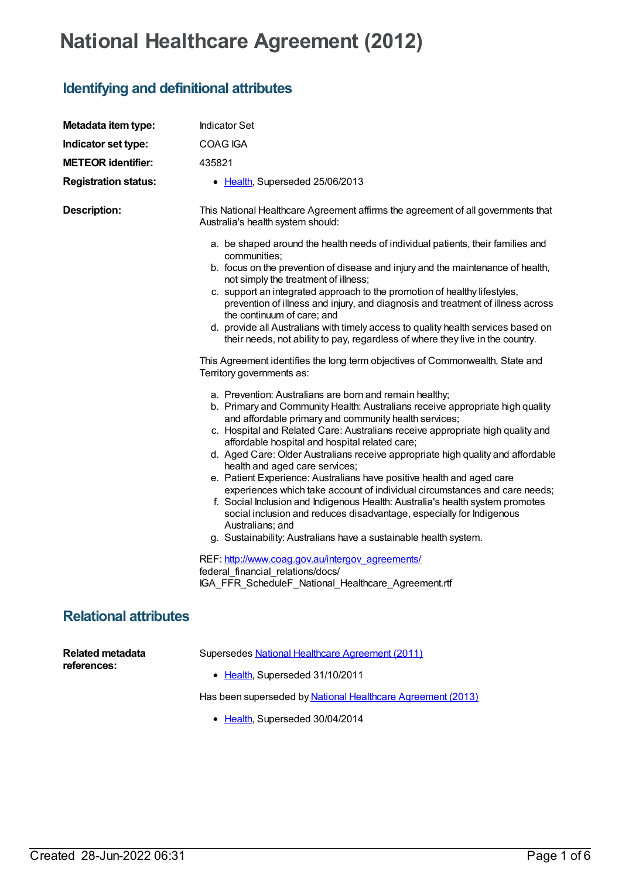# National Healthcare Agreement (2012)

## Identifying and definitional attributes

**Metadata item type:** Indicator Set

**Indicator set type:** COAG IGA

**METEOR identifier:** 435821

**Registration status:**

- Health, Superseded 25/06/2013

**Description:**

This National Healthcare Agreement affirms the agreement of all governments that Australia's health system should:

a. be shaped around the health needs of individual patients, their families and communities;
b. focus on the prevention of disease and injury and the maintenance of health, not simply the treatment of illness;
c. support an integrated approach to the promotion of healthy lifestyles, prevention of illness and injury, and diagnosis and treatment of illness across the continuum of care; and
d. provide all Australians with timely access to quality health services based on their needs, not ability to pay, regardless of where they live in the country.

This Agreement identifies the long term objectives of Commonwealth, State and Territory governments as:

a. Prevention: Australians are born and remain healthy;
b. Primary and Community Health: Australians receive appropriate high quality and affordable primary and community health services;
c. Hospital and Related Care: Australians receive appropriate high quality and affordable hospital and hospital related care;
d. Aged Care: Older Australians receive appropriate high quality and affordable health and aged care services;
e. Patient Experience: Australians have positive health and aged care experiences which take account of individual circumstances and care needs;
f. Social Inclusion and Indigenous Health: Australia's health system promotes social inclusion and reduces disadvantage, especially for Indigenous Australians; and
g. Sustainability: Australians have a sustainable health system.

REF: http://www.coag.gov.au/intergov_agreements/federal_financial_relations/docs/IGA_FFR_ScheduleF_National_Healthcare_Agreement.rtf

## Relational attributes

**Related metadata references:**

Supersedes National Healthcare Agreement (2011)

- Health, Superseded 31/10/2011

Has been superseded by National Healthcare Agreement (2013)

- Health, Superseded 30/04/2014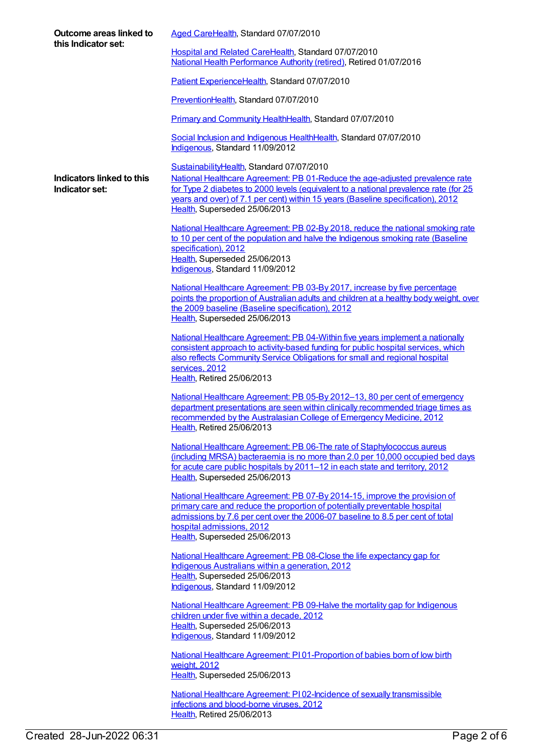**Outcome areas linked to this Indicator set:**

Aged CareHealth, Standard 07/07/2010

Hospital and Related CareHealth, Standard 07/07/2010
National Health Performance Authority (retired), Retired 01/07/2016

Patient ExperienceHealth, Standard 07/07/2010

PreventionHealth, Standard 07/07/2010

Primary and Community HealthHealth, Standard 07/07/2010

Social Inclusion and Indigenous HealthHealth, Standard 07/07/2010
Indigenous, Standard 11/09/2012

SustainabilityHealth, Standard 07/07/2010

**Indicators linked to this Indicator set:**

National Healthcare Agreement: PB 01-Reduce the age-adjusted prevalence rate for Type 2 diabetes to 2000 levels (equivalent to a national prevalence rate (for 25 years and over) of 7.1 per cent) within 15 years (Baseline specification), 2012
Health, Superseded 25/06/2013

National Healthcare Agreement: PB 02-By 2018, reduce the national smoking rate to 10 per cent of the population and halve the Indigenous smoking rate (Baseline specification), 2012
Health, Superseded 25/06/2013
Indigenous, Standard 11/09/2012

National Healthcare Agreement: PB 03-By 2017, increase by five percentage points the proportion of Australian adults and children at a healthy body weight, over the 2009 baseline (Baseline specification), 2012
Health, Superseded 25/06/2013

National Healthcare Agreement: PB 04-Within five years implement a nationally consistent approach to activity-based funding for public hospital services, which also reflects Community Service Obligations for small and regional hospital services, 2012
Health, Retired 25/06/2013

National Healthcare Agreement: PB 05-By 2012–13, 80 per cent of emergency department presentations are seen within clinically recommended triage times as recommended by the Australasian College of Emergency Medicine, 2012
Health, Retired 25/06/2013

National Healthcare Agreement: PB 06-The rate of Staphylococcus aureus (including MRSA) bacteraemia is no more than 2.0 per 10,000 occupied bed days for acute care public hospitals by 2011–12 in each state and territory, 2012
Health, Superseded 25/06/2013

National Healthcare Agreement: PB 07-By 2014-15, improve the provision of primary care and reduce the proportion of potentially preventable hospital admissions by 7.6 per cent over the 2006-07 baseline to 8.5 per cent of total hospital admissions, 2012
Health, Superseded 25/06/2013

National Healthcare Agreement: PB 08-Close the life expectancy gap for Indigenous Australians within a generation, 2012
Health, Superseded 25/06/2013
Indigenous, Standard 11/09/2012

National Healthcare Agreement: PB 09-Halve the mortality gap for Indigenous children under five within a decade, 2012
Health, Superseded 25/06/2013
Indigenous, Standard 11/09/2012

National Healthcare Agreement: PI 01-Proportion of babies born of low birth weight, 2012
Health, Superseded 25/06/2013

National Healthcare Agreement: PI 02-Incidence of sexually transmissible infections and blood-borne viruses, 2012
Health, Retired 25/06/2013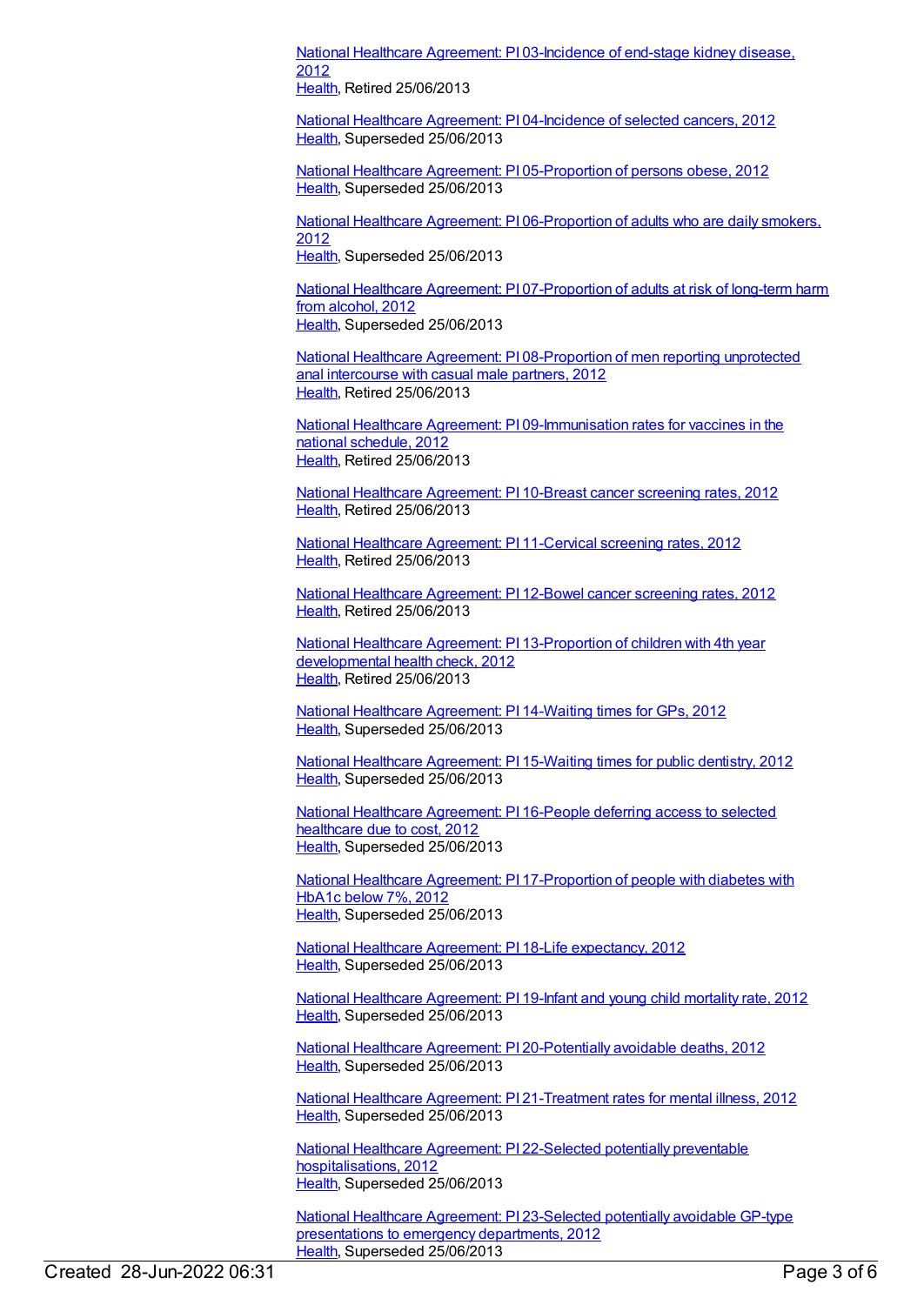[National Healthcare Agreement: PI 03-Incidence of end-stage kidney disease, 2012](#)
[Health](#), Retired 25/06/2013

[National Healthcare Agreement: PI 04-Incidence of selected cancers, 2012](#)
[Health](#), Superseded 25/06/2013

[National Healthcare Agreement: PI 05-Proportion of persons obese, 2012](#)
[Health](#), Superseded 25/06/2013

[National Healthcare Agreement: PI 06-Proportion of adults who are daily smokers, 2012](#)
[Health](#), Superseded 25/06/2013

[National Healthcare Agreement: PI 07-Proportion of adults at risk of long-term harm from alcohol, 2012](#)
[Health](#), Superseded 25/06/2013

[National Healthcare Agreement: PI 08-Proportion of men reporting unprotected anal intercourse with casual male partners, 2012](#)
[Health](#), Retired 25/06/2013

[National Healthcare Agreement: PI 09-Immunisation rates for vaccines in the national schedule, 2012](#)
[Health](#), Retired 25/06/2013

[National Healthcare Agreement: PI 10-Breast cancer screening rates, 2012](#)
[Health](#), Retired 25/06/2013

[National Healthcare Agreement: PI 11-Cervical screening rates, 2012](#)
[Health](#), Retired 25/06/2013

[National Healthcare Agreement: PI 12-Bowel cancer screening rates, 2012](#)
[Health](#), Retired 25/06/2013

[National Healthcare Agreement: PI 13-Proportion of children with 4th year developmental health check, 2012](#)
[Health](#), Retired 25/06/2013

[National Healthcare Agreement: PI 14-Waiting times for GPs, 2012](#)
[Health](#), Superseded 25/06/2013

[National Healthcare Agreement: PI 15-Waiting times for public dentistry, 2012](#)
[Health](#), Superseded 25/06/2013

[National Healthcare Agreement: PI 16-People deferring access to selected healthcare due to cost, 2012](#)
[Health](#), Superseded 25/06/2013

[National Healthcare Agreement: PI 17-Proportion of people with diabetes with HbA1c below 7%, 2012](#)
[Health](#), Superseded 25/06/2013

[National Healthcare Agreement: PI 18-Life expectancy, 2012](#)
[Health](#), Superseded 25/06/2013

[National Healthcare Agreement: PI 19-Infant and young child mortality rate, 2012](#)
[Health](#), Superseded 25/06/2013

[National Healthcare Agreement: PI 20-Potentially avoidable deaths, 2012](#)
[Health](#), Superseded 25/06/2013

[National Healthcare Agreement: PI 21-Treatment rates for mental illness, 2012](#)
[Health](#), Superseded 25/06/2013

[National Healthcare Agreement: PI 22-Selected potentially preventable hospitalisations, 2012](#)
[Health](#), Superseded 25/06/2013

[National Healthcare Agreement: PI 23-Selected potentially avoidable GP-type presentations to emergency departments, 2012](#)
[Health](#), Superseded 25/06/2013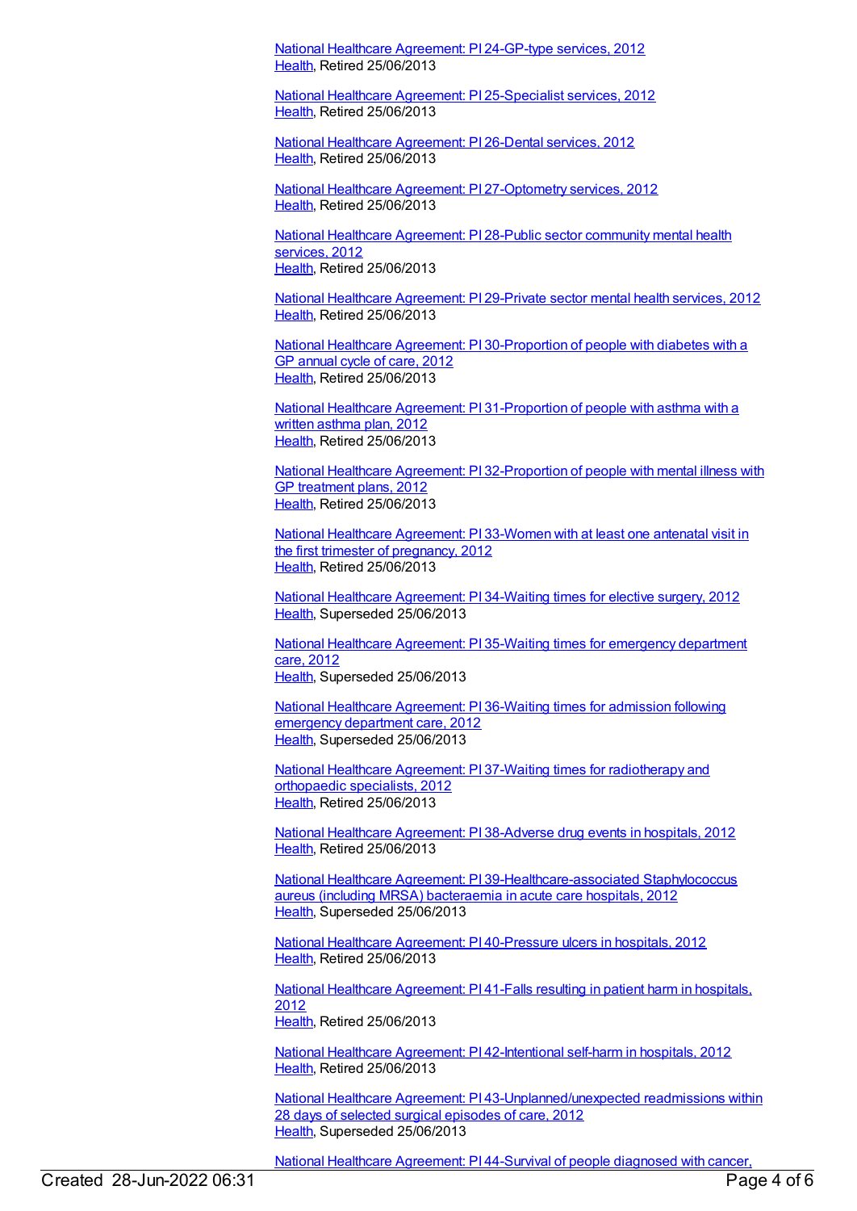National Healthcare Agreement: PI 24-GP-type services, 2012
Health, Retired 25/06/2013

National Healthcare Agreement: PI 25-Specialist services, 2012
Health, Retired 25/06/2013

National Healthcare Agreement: PI 26-Dental services, 2012
Health, Retired 25/06/2013

National Healthcare Agreement: PI 27-Optometry services, 2012
Health, Retired 25/06/2013

National Healthcare Agreement: PI 28-Public sector community mental health services, 2012
Health, Retired 25/06/2013

National Healthcare Agreement: PI 29-Private sector mental health services, 2012
Health, Retired 25/06/2013

National Healthcare Agreement: PI 30-Proportion of people with diabetes with a GP annual cycle of care, 2012
Health, Retired 25/06/2013

National Healthcare Agreement: PI 31-Proportion of people with asthma with a written asthma plan, 2012
Health, Retired 25/06/2013

National Healthcare Agreement: PI 32-Proportion of people with mental illness with GP treatment plans, 2012
Health, Retired 25/06/2013

National Healthcare Agreement: PI 33-Women with at least one antenatal visit in the first trimester of pregnancy, 2012
Health, Retired 25/06/2013

National Healthcare Agreement: PI 34-Waiting times for elective surgery, 2012
Health, Superseded 25/06/2013

National Healthcare Agreement: PI 35-Waiting times for emergency department care, 2012
Health, Superseded 25/06/2013

National Healthcare Agreement: PI 36-Waiting times for admission following emergency department care, 2012
Health, Superseded 25/06/2013

National Healthcare Agreement: PI 37-Waiting times for radiotherapy and orthopaedic specialists, 2012
Health, Retired 25/06/2013

National Healthcare Agreement: PI 38-Adverse drug events in hospitals, 2012
Health, Retired 25/06/2013

National Healthcare Agreement: PI 39-Healthcare-associated Staphylococcus aureus (including MRSA) bacteraemia in acute care hospitals, 2012
Health, Superseded 25/06/2013

National Healthcare Agreement: PI 40-Pressure ulcers in hospitals, 2012
Health, Retired 25/06/2013

National Healthcare Agreement: PI 41-Falls resulting in patient harm in hospitals, 2012
Health, Retired 25/06/2013

National Healthcare Agreement: PI 42-Intentional self-harm in hospitals, 2012
Health, Retired 25/06/2013

National Healthcare Agreement: PI 43-Unplanned/unexpected readmissions within 28 days of selected surgical episodes of care, 2012
Health, Superseded 25/06/2013

National Healthcare Agreement: PI 44-Survival of people diagnosed with cancer,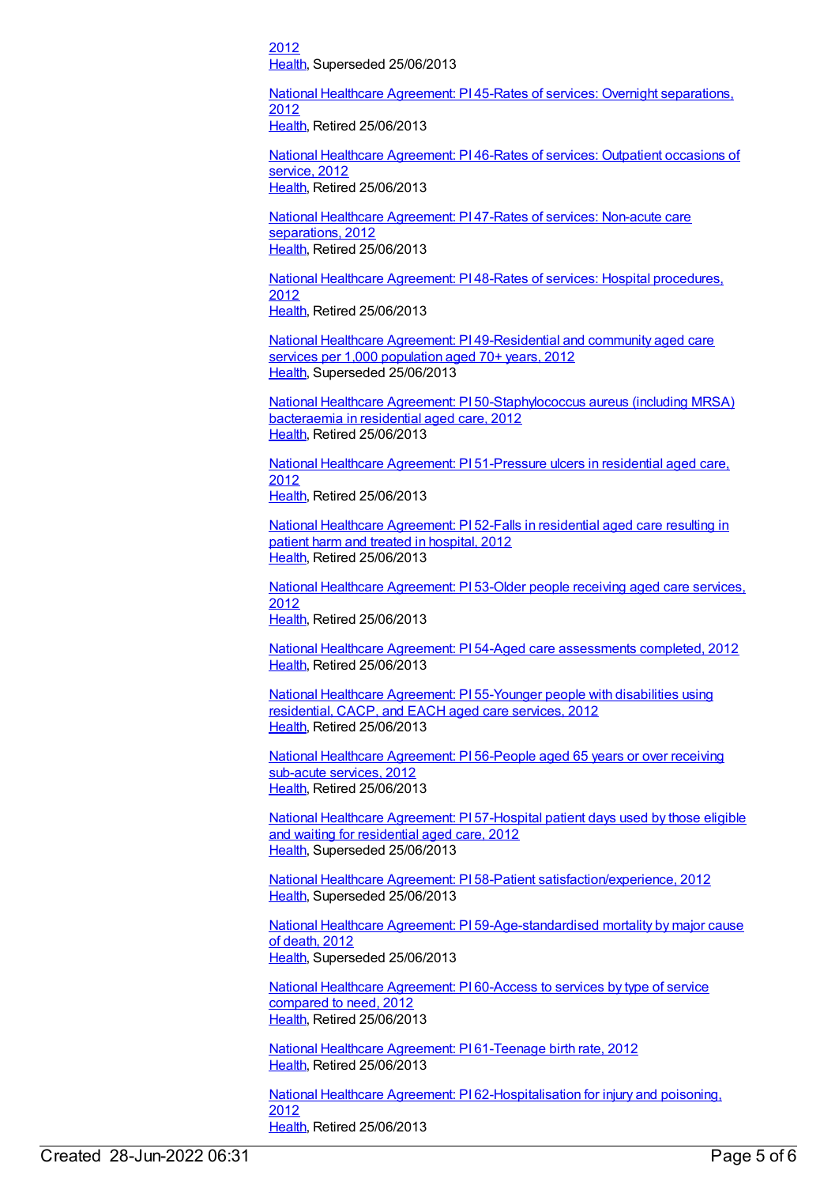2012
Health, Superseded 25/06/2013

National Healthcare Agreement: PI 45-Rates of services: Overnight separations, 2012
Health, Retired 25/06/2013

National Healthcare Agreement: PI 46-Rates of services: Outpatient occasions of service, 2012
Health, Retired 25/06/2013

National Healthcare Agreement: PI 47-Rates of services: Non-acute care separations, 2012
Health, Retired 25/06/2013

National Healthcare Agreement: PI 48-Rates of services: Hospital procedures, 2012
Health, Retired 25/06/2013

National Healthcare Agreement: PI 49-Residential and community aged care services per 1,000 population aged 70+ years, 2012
Health, Superseded 25/06/2013

National Healthcare Agreement: PI 50-Staphylococcus aureus (including MRSA) bacteraemia in residential aged care, 2012
Health, Retired 25/06/2013

National Healthcare Agreement: PI 51-Pressure ulcers in residential aged care, 2012
Health, Retired 25/06/2013

National Healthcare Agreement: PI 52-Falls in residential aged care resulting in patient harm and treated in hospital, 2012
Health, Retired 25/06/2013

National Healthcare Agreement: PI 53-Older people receiving aged care services, 2012
Health, Retired 25/06/2013

National Healthcare Agreement: PI 54-Aged care assessments completed, 2012
Health, Retired 25/06/2013

National Healthcare Agreement: PI 55-Younger people with disabilities using residential, CACP, and EACH aged care services, 2012
Health, Retired 25/06/2013

National Healthcare Agreement: PI 56-People aged 65 years or over receiving sub-acute services, 2012
Health, Retired 25/06/2013

National Healthcare Agreement: PI 57-Hospital patient days used by those eligible and waiting for residential aged care, 2012
Health, Superseded 25/06/2013

National Healthcare Agreement: PI 58-Patient satisfaction/experience, 2012
Health, Superseded 25/06/2013

National Healthcare Agreement: PI 59-Age-standardised mortality by major cause of death, 2012
Health, Superseded 25/06/2013

National Healthcare Agreement: PI 60-Access to services by type of service compared to need, 2012
Health, Retired 25/06/2013

National Healthcare Agreement: PI 61-Teenage birth rate, 2012
Health, Retired 25/06/2013

National Healthcare Agreement: PI 62-Hospitalisation for injury and poisoning, 2012
Health, Retired 25/06/2013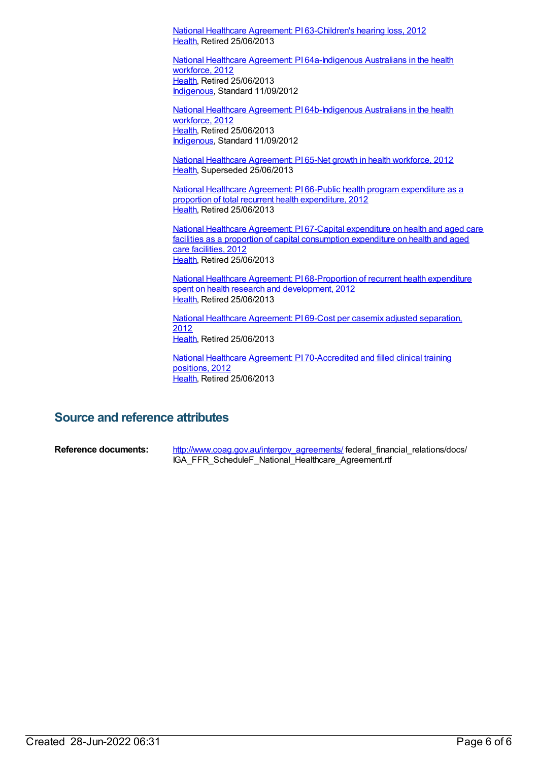National Healthcare Agreement: PI 63-Children's hearing loss, 2012
Health, Retired 25/06/2013

National Healthcare Agreement: PI 64a-Indigenous Australians in the health workforce, 2012
Health, Retired 25/06/2013
Indigenous, Standard 11/09/2012

National Healthcare Agreement: PI 64b-Indigenous Australians in the health workforce, 2012
Health, Retired 25/06/2013
Indigenous, Standard 11/09/2012

National Healthcare Agreement: PI 65-Net growth in health workforce, 2012
Health, Superseded 25/06/2013

National Healthcare Agreement: PI 66-Public health program expenditure as a proportion of total recurrent health expenditure, 2012
Health, Retired 25/06/2013

National Healthcare Agreement: PI 67-Capital expenditure on health and aged care facilities as a proportion of capital consumption expenditure on health and aged care facilities, 2012
Health, Retired 25/06/2013

National Healthcare Agreement: PI 68-Proportion of recurrent health expenditure spent on health research and development, 2012
Health, Retired 25/06/2013

National Healthcare Agreement: PI 69-Cost per casemix adjusted separation, 2012
Health, Retired 25/06/2013

National Healthcare Agreement: PI 70-Accredited and filled clinical training positions, 2012
Health, Retired 25/06/2013

## Source and reference attributes

**Reference documents:** http://www.coag.gov.au/intergov_agreements/ federal_financial_relations/docs/ IGA_FFR_ScheduleF_National_Healthcare_Agreement.rtf